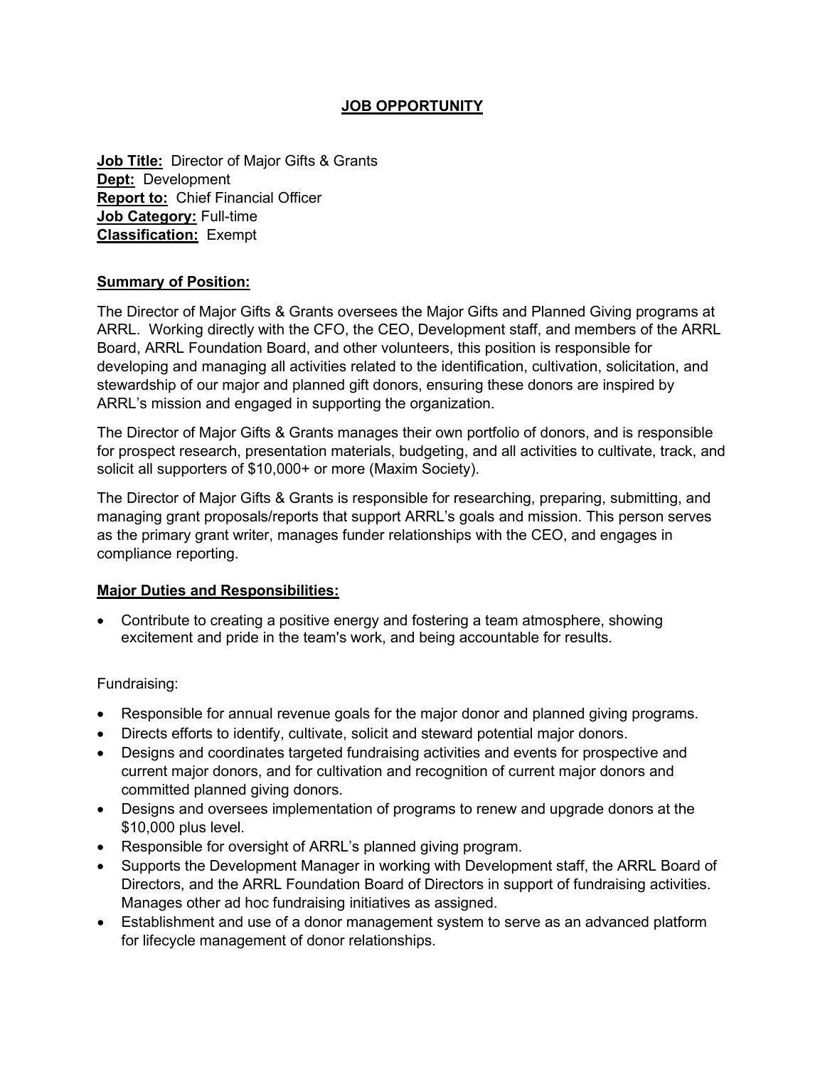# JOB OPPORTUNITY

**Job Title:** Director of Major Gifts & Grants
**Dept:** Development
**Report to:** Chief Financial Officer
**Job Category:** Full-time
**Classification:** Exempt

## Summary of Position:

The Director of Major Gifts & Grants oversees the Major Gifts and Planned Giving programs at ARRL. Working directly with the CFO, the CEO, Development staff, and members of the ARRL Board, ARRL Foundation Board, and other volunteers, this position is responsible for developing and managing all activities related to the identification, cultivation, solicitation, and stewardship of our major and planned gift donors, ensuring these donors are inspired by ARRL's mission and engaged in supporting the organization.

The Director of Major Gifts & Grants manages their own portfolio of donors, and is responsible for prospect research, presentation materials, budgeting, and all activities to cultivate, track, and solicit all supporters of $10,000+ or more (Maxim Society).

The Director of Major Gifts & Grants is responsible for researching, preparing, submitting, and managing grant proposals/reports that support ARRL's goals and mission. This person serves as the primary grant writer, manages funder relationships with the CEO, and engages in compliance reporting.

## Major Duties and Responsibilities:

- Contribute to creating a positive energy and fostering a team atmosphere, showing excitement and pride in the team's work, and being accountable for results.

Fundraising:

- Responsible for annual revenue goals for the major donor and planned giving programs.
- Directs efforts to identify, cultivate, solicit and steward potential major donors.
- Designs and coordinates targeted fundraising activities and events for prospective and current major donors, and for cultivation and recognition of current major donors and committed planned giving donors.
- Designs and oversees implementation of programs to renew and upgrade donors at the $10,000 plus level.
- Responsible for oversight of ARRL's planned giving program.
- Supports the Development Manager in working with Development staff, the ARRL Board of Directors, and the ARRL Foundation Board of Directors in support of fundraising activities. Manages other ad hoc fundraising initiatives as assigned.
- Establishment and use of a donor management system to serve as an advanced platform for lifecycle management of donor relationships.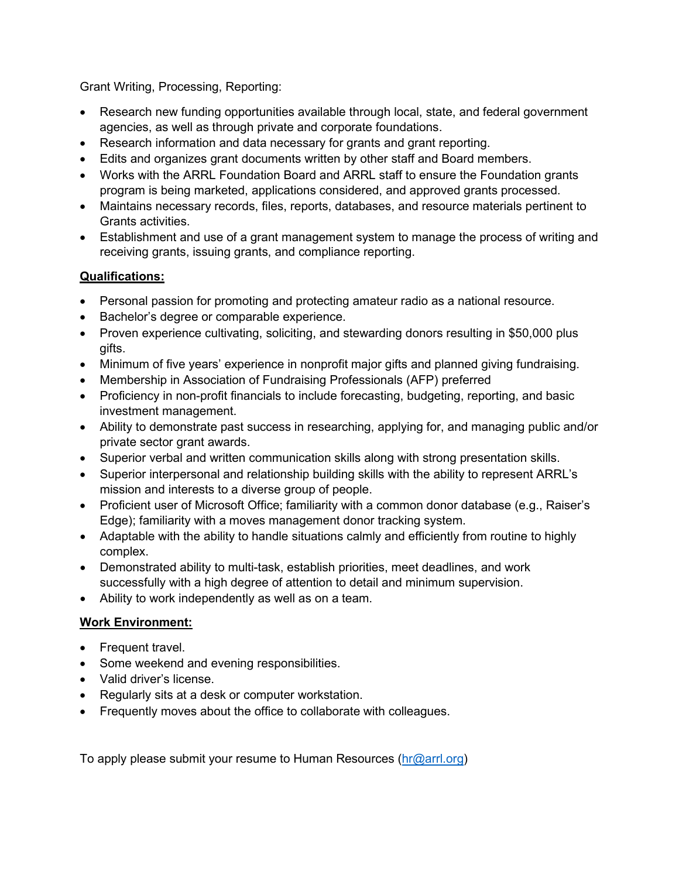Grant Writing, Processing, Reporting:

- Research new funding opportunities available through local, state, and federal government agencies, as well as through private and corporate foundations.
- Research information and data necessary for grants and grant reporting.
- Edits and organizes grant documents written by other staff and Board members.
- Works with the ARRL Foundation Board and ARRL staff to ensure the Foundation grants program is being marketed, applications considered, and approved grants processed.
- Maintains necessary records, files, reports, databases, and resource materials pertinent to Grants activities.
- Establishment and use of a grant management system to manage the process of writing and receiving grants, issuing grants, and compliance reporting.

**Qualifications:**

- Personal passion for promoting and protecting amateur radio as a national resource.
- Bachelor's degree or comparable experience.
- Proven experience cultivating, soliciting, and stewarding donors resulting in $50,000 plus gifts.
- Minimum of five years' experience in nonprofit major gifts and planned giving fundraising.
- Membership in Association of Fundraising Professionals (AFP) preferred
- Proficiency in non-profit financials to include forecasting, budgeting, reporting, and basic investment management.
- Ability to demonstrate past success in researching, applying for, and managing public and/or private sector grant awards.
- Superior verbal and written communication skills along with strong presentation skills.
- Superior interpersonal and relationship building skills with the ability to represent ARRL's mission and interests to a diverse group of people.
- Proficient user of Microsoft Office; familiarity with a common donor database (e.g., Raiser's Edge); familiarity with a moves management donor tracking system.
- Adaptable with the ability to handle situations calmly and efficiently from routine to highly complex.
- Demonstrated ability to multi-task, establish priorities, meet deadlines, and work successfully with a high degree of attention to detail and minimum supervision.
- Ability to work independently as well as on a team.

**Work Environment:**

- Frequent travel.
- Some weekend and evening responsibilities.
- Valid driver's license.
- Regularly sits at a desk or computer workstation.
- Frequently moves about the office to collaborate with colleagues.

To apply please submit your resume to Human Resources (hr@arrl.org)